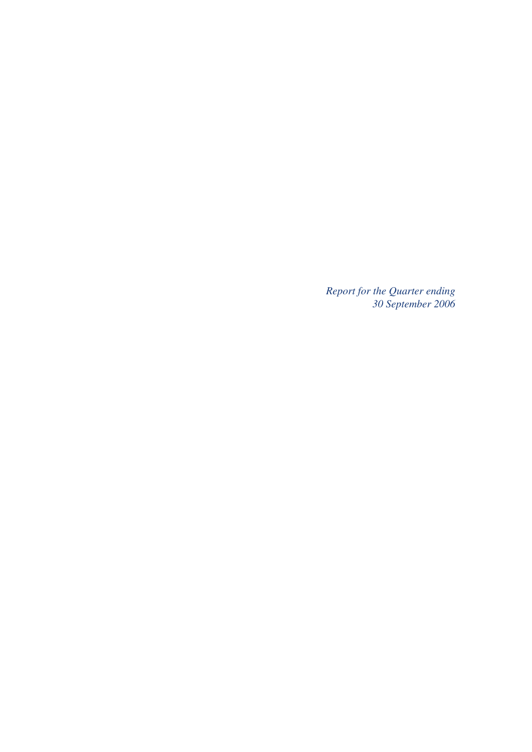*Report for the Quarter ending 30 September 2006*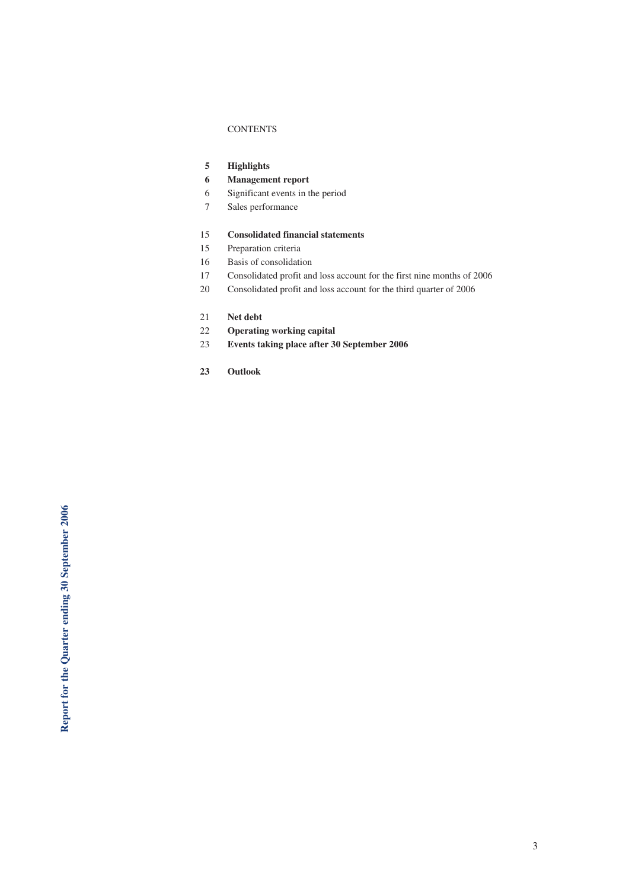CONTENTS

| | |
|---|---|
| **5** | **Highlights** |
| **6** | **Management report** |
| 6 | Significant events in the period |
| 7 | Sales performance |
| 15 | **Consolidated financial statements** |
| 15 | Preparation criteria |
| 16 | Basis of consolidation |
| 17 | Consolidated profit and loss account for the first nine months of 2006 |
| 20 | Consolidated profit and loss account for the third quarter of 2006 |
| 21 | **Net debt** |
| 22 | **Operating working capital** |
| 23 | **Events taking place after 30 September 2006** |
| **23** | **Outlook** |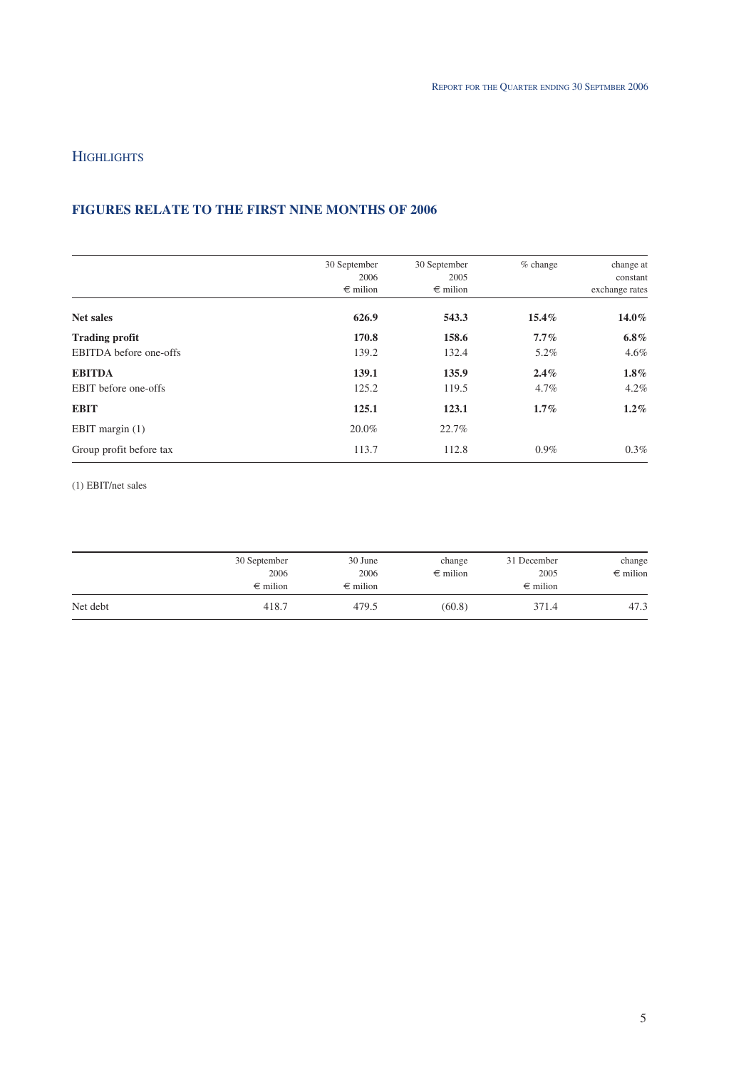## Highlights

### FIGURES RELATE TO THE FIRST NINE MONTHS OF 2006

| | 30 September 2006 € milion | 30 September 2005 € milion | % change | change at constant exchange rates |
|---|---|---|---|---|
| **Net sales** | **626.9** | **543.3** | **15.4%** | **14.0%** |
| **Trading profit** | **170.8** | **158.6** | **7.7%** | **6.8%** |
| EBITDA before one-offs | 139.2 | 132.4 | 5.2% | 4.6% |
| **EBITDA** | **139.1** | **135.9** | **2.4%** | **1.8%** |
| EBIT before one-offs | 125.2 | 119.5 | 4.7% | 4.2% |
| **EBIT** | **125.1** | **123.1** | **1.7%** | **1.2%** |
| EBIT margin (1) | 20.0% | 22.7% | | |
| Group profit before tax | 113.7 | 112.8 | 0.9% | 0.3% |

(1) EBIT/net sales

| | 30 September 2006 € milion | 30 June 2006 € milion | change € milion | 31 December 2005 € milion | change € milion |
|---|---|---|---|---|---|
| Net debt | 418.7 | 479.5 | (60.8) | 371.4 | 47.3 |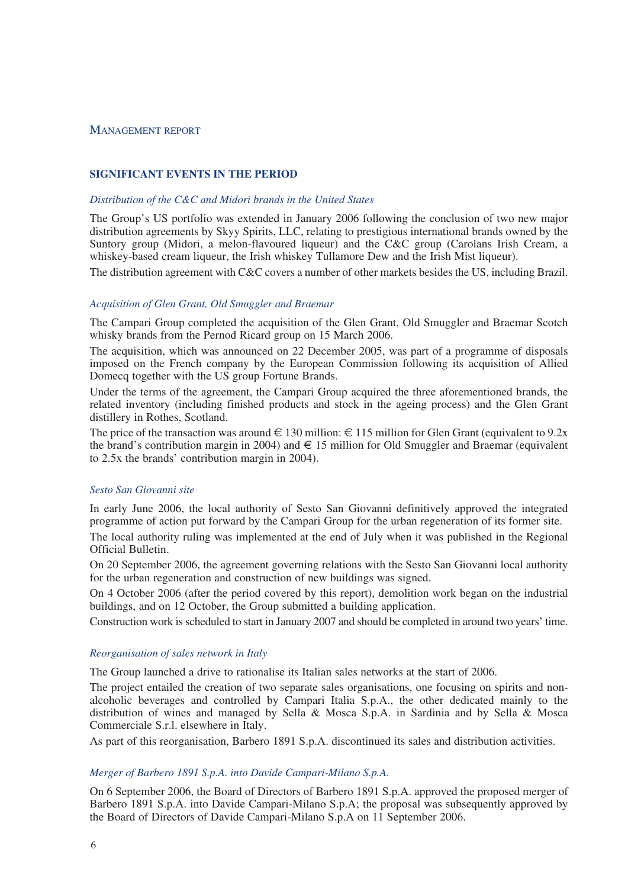# Management report

## SIGNIFICANT EVENTS IN THE PERIOD

### *Distribution of the C&C and Midori brands in the United States*

The Group's US portfolio was extended in January 2006 following the conclusion of two new major distribution agreements by Skyy Spirits, LLC, relating to prestigious international brands owned by the Suntory group (Midori, a melon-flavoured liqueur) and the C&C group (Carolans Irish Cream, a whiskey-based cream liqueur, the Irish whiskey Tullamore Dew and the Irish Mist liqueur).

The distribution agreement with C&C covers a number of other markets besides the US, including Brazil.

### *Acquisition of Glen Grant, Old Smuggler and Braemar*

The Campari Group completed the acquisition of the Glen Grant, Old Smuggler and Braemar Scotch whisky brands from the Pernod Ricard group on 15 March 2006.

The acquisition, which was announced on 22 December 2005, was part of a programme of disposals imposed on the French company by the European Commission following its acquisition of Allied Domecq together with the US group Fortune Brands.

Under the terms of the agreement, the Campari Group acquired the three aforementioned brands, the related inventory (including finished products and stock in the ageing process) and the Glen Grant distillery in Rothes, Scotland.

The price of the transaction was around € 130 million: € 115 million for Glen Grant (equivalent to 9.2x the brand's contribution margin in 2004) and € 15 million for Old Smuggler and Braemar (equivalent to 2.5x the brands' contribution margin in 2004).

### *Sesto San Giovanni site*

In early June 2006, the local authority of Sesto San Giovanni definitively approved the integrated programme of action put forward by the Campari Group for the urban regeneration of its former site.

The local authority ruling was implemented at the end of July when it was published in the Regional Official Bulletin.

On 20 September 2006, the agreement governing relations with the Sesto San Giovanni local authority for the urban regeneration and construction of new buildings was signed.

On 4 October 2006 (after the period covered by this report), demolition work began on the industrial buildings, and on 12 October, the Group submitted a building application.

Construction work is scheduled to start in January 2007 and should be completed in around two years' time.

### *Reorganisation of sales network in Italy*

The Group launched a drive to rationalise its Italian sales networks at the start of 2006.

The project entailed the creation of two separate sales organisations, one focusing on spirits and non-alcoholic beverages and controlled by Campari Italia S.p.A., the other dedicated mainly to the distribution of wines and managed by Sella & Mosca S.p.A. in Sardinia and by Sella & Mosca Commerciale S.r.l. elsewhere in Italy.

As part of this reorganisation, Barbero 1891 S.p.A. discontinued its sales and distribution activities.

### *Merger of Barbero 1891 S.p.A. into Davide Campari-Milano S.p.A.*

On 6 September 2006, the Board of Directors of Barbero 1891 S.p.A. approved the proposed merger of Barbero 1891 S.p.A. into Davide Campari-Milano S.p.A; the proposal was subsequently approved by the Board of Directors of Davide Campari-Milano S.p.A on 11 September 2006.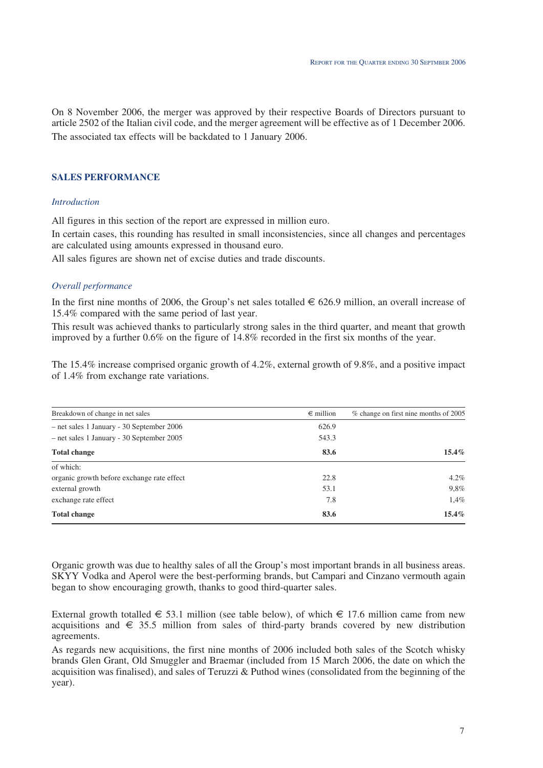On 8 November 2006, the merger was approved by their respective Boards of Directors pursuant to article 2502 of the Italian civil code, and the merger agreement will be effective as of 1 December 2006. The associated tax effects will be backdated to 1 January 2006.

## SALES PERFORMANCE

### *Introduction*

All figures in this section of the report are expressed in million euro.

In certain cases, this rounding has resulted in small inconsistencies, since all changes and percentages are calculated using amounts expressed in thousand euro.

All sales figures are shown net of excise duties and trade discounts.

### *Overall performance*

In the first nine months of 2006, the Group's net sales totalled € 626.9 million, an overall increase of 15.4% compared with the same period of last year.

This result was achieved thanks to particularly strong sales in the third quarter, and meant that growth improved by a further 0.6% on the figure of 14.8% recorded in the first six months of the year.

The 15.4% increase comprised organic growth of 4.2%, external growth of 9.8%, and a positive impact of 1.4% from exchange rate variations.

| Breakdown of change in net sales | € million | % change on first nine months of 2005 |
|---|---|---|
| – net sales 1 January - 30 September 2006 | 626.9 | |
| – net sales 1 January - 30 September 2005 | 543.3 | |
| **Total change** | **83.6** | **15.4%** |
| of which: | | |
| organic growth before exchange rate effect | 22.8 | 4.2% |
| external growth | 53.1 | 9,8% |
| exchange rate effect | 7.8 | 1,4% |
| **Total change** | **83.6** | **15.4%** |

Organic growth was due to healthy sales of all the Group's most important brands in all business areas. SKYY Vodka and Aperol were the best-performing brands, but Campari and Cinzano vermouth again began to show encouraging growth, thanks to good third-quarter sales.

External growth totalled € 53.1 million (see table below), of which € 17.6 million came from new acquisitions and € 35.5 million from sales of third-party brands covered by new distribution agreements.

As regards new acquisitions, the first nine months of 2006 included both sales of the Scotch whisky brands Glen Grant, Old Smuggler and Braemar (included from 15 March 2006, the date on which the acquisition was finalised), and sales of Teruzzi & Puthod wines (consolidated from the beginning of the year).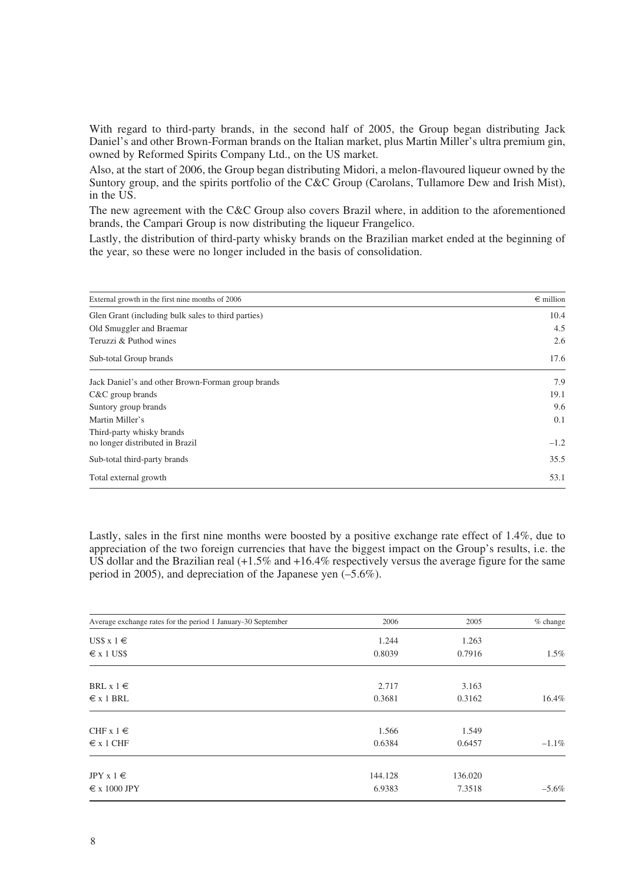With regard to third-party brands, in the second half of 2005, the Group began distributing Jack Daniel's and other Brown-Forman brands on the Italian market, plus Martin Miller's ultra premium gin, owned by Reformed Spirits Company Ltd., on the US market.

Also, at the start of 2006, the Group began distributing Midori, a melon-flavoured liqueur owned by the Suntory group, and the spirits portfolio of the C&C Group (Carolans, Tullamore Dew and Irish Mist), in the US.

The new agreement with the C&C Group also covers Brazil where, in addition to the aforementioned brands, the Campari Group is now distributing the liqueur Frangelico.

Lastly, the distribution of third-party whisky brands on the Brazilian market ended at the beginning of the year, so these were no longer included in the basis of consolidation.

| External growth in the first nine months of 2006 | € million |
|---|---|
| Glen Grant (including bulk sales to third parties) | 10.4 |
| Old Smuggler and Braemar | 4.5 |
| Teruzzi & Puthod wines | 2.6 |
| Sub-total Group brands | 17.6 |
| Jack Daniel's and other Brown-Forman group brands | 7.9 |
| C&C group brands | 19.1 |
| Suntory group brands | 9.6 |
| Martin Miller's | 0.1 |
| Third-party whisky brands no longer distributed in Brazil | –1.2 |
| Sub-total third-party brands | 35.5 |
| Total external growth | 53.1 |

Lastly, sales in the first nine months were boosted by a positive exchange rate effect of 1.4%, due to appreciation of the two foreign currencies that have the biggest impact on the Group's results, i.e. the US dollar and the Brazilian real (+1.5% and +16.4% respectively versus the average figure for the same period in 2005), and depreciation of the Japanese yen (–5.6%).

| Average exchange rates for the period 1 January-30 September | 2006 | 2005 | % change |
|---|---|---|---|
| US$ x 1 € | 1.244 | 1.263 | |
| € x 1 US$ | 0.8039 | 0.7916 | 1.5% |
| BRL x 1 € | 2.717 | 3.163 | |
| € x 1 BRL | 0.3681 | 0.3162 | 16.4% |
| CHF x 1 € | 1.566 | 1.549 | |
| € x 1 CHF | 0.6384 | 0.6457 | –1.1% |
| JPY x 1 € | 144.128 | 136.020 | |
| € x 1000 JPY | 6.9383 | 7.3518 | –5.6% |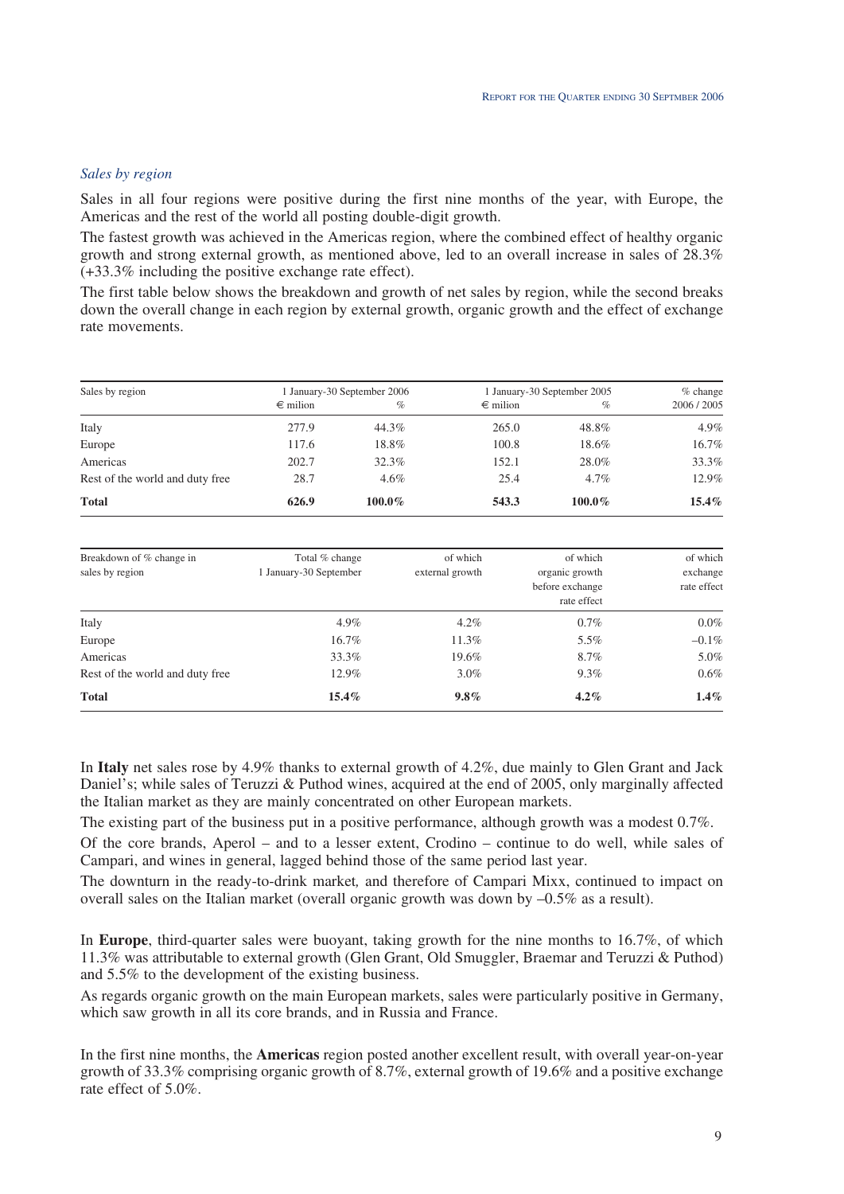*Sales by region*

Sales in all four regions were positive during the first nine months of the year, with Europe, the Americas and the rest of the world all posting double-digit growth.

The fastest growth was achieved in the Americas region, where the combined effect of healthy organic growth and strong external growth, as mentioned above, led to an overall increase in sales of 28.3% (+33.3% including the positive exchange rate effect).

The first table below shows the breakdown and growth of net sales by region, while the second breaks down the overall change in each region by external growth, organic growth and the effect of exchange rate movements.

| Sales by region | 1 January-30 September 2006 | | 1 January-30 September 2005 | | % change |
|---|---|---|---|---|---|
| | € milion | % | € milion | % | 2006 / 2005 |
| Italy | 277.9 | 44.3% | 265.0 | 48.8% | 4.9% |
| Europe | 117.6 | 18.8% | 100.8 | 18.6% | 16.7% |
| Americas | 202.7 | 32.3% | 152.1 | 28.0% | 33.3% |
| Rest of the world and duty free | 28.7 | 4.6% | 25.4 | 4.7% | 12.9% |
| **Total** | **626.9** | **100.0%** | **543.3** | **100.0%** | **15.4%** |

| Breakdown of % change in sales by region | Total % change 1 January-30 September | of which external growth | of which organic growth before exchange rate effect | of which exchange rate effect |
|---|---|---|---|---|
| Italy | 4.9% | 4.2% | 0.7% | 0.0% |
| Europe | 16.7% | 11.3% | 5.5% | –0.1% |
| Americas | 33.3% | 19.6% | 8.7% | 5.0% |
| Rest of the world and duty free | 12.9% | 3.0% | 9.3% | 0.6% |
| **Total** | **15.4%** | **9.8%** | **4.2%** | **1.4%** |

In **Italy** net sales rose by 4.9% thanks to external growth of 4.2%, due mainly to Glen Grant and Jack Daniel's; while sales of Teruzzi & Puthod wines, acquired at the end of 2005, only marginally affected the Italian market as they are mainly concentrated on other European markets.

The existing part of the business put in a positive performance, although growth was a modest 0.7%.

Of the core brands, Aperol – and to a lesser extent, Crodino – continue to do well, while sales of Campari, and wines in general, lagged behind those of the same period last year.

The downturn in the ready-to-drink market*,* and therefore of Campari Mixx, continued to impact on overall sales on the Italian market (overall organic growth was down by –0.5% as a result).

In **Europe**, third-quarter sales were buoyant, taking growth for the nine months to 16.7%, of which 11.3% was attributable to external growth (Glen Grant, Old Smuggler, Braemar and Teruzzi & Puthod) and 5.5% to the development of the existing business.

As regards organic growth on the main European markets, sales were particularly positive in Germany, which saw growth in all its core brands, and in Russia and France.

In the first nine months, the **Americas** region posted another excellent result, with overall year-on-year growth of 33.3% comprising organic growth of 8.7%, external growth of 19.6% and a positive exchange rate effect of 5.0%.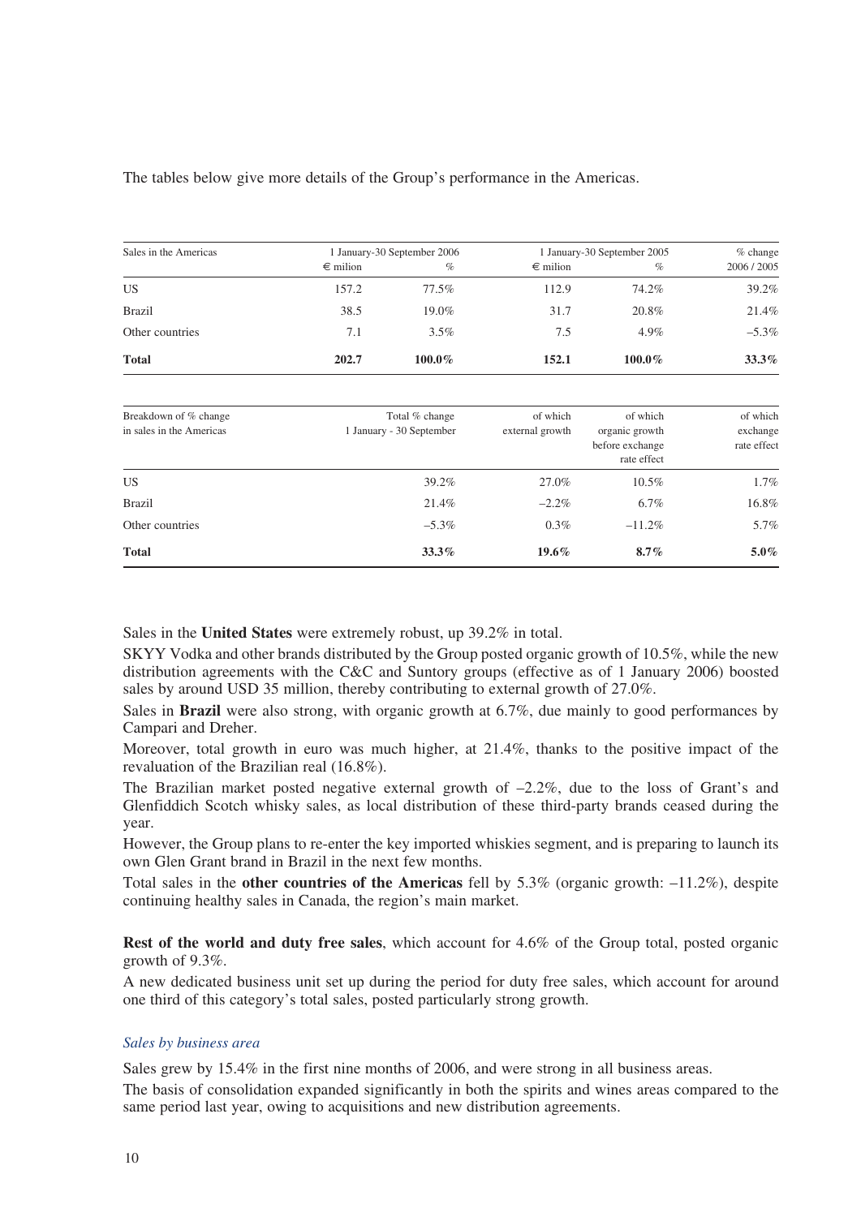The tables below give more details of the Group's performance in the Americas.

| Sales in the Americas | 1 January-30 September 2006 | | 1 January-30 September 2005 | | % change |
|---|---|---|---|---|---|
| | € milion | % | € milion | % | 2006 / 2005 |
| US | 157.2 | 77.5% | 112.9 | 74.2% | 39.2% |
| Brazil | 38.5 | 19.0% | 31.7 | 20.8% | 21.4% |
| Other countries | 7.1 | 3.5% | 7.5 | 4.9% | –5.3% |
| **Total** | **202.7** | **100.0%** | **152.1** | **100.0%** | **33.3%** |

| Breakdown of % change in sales in the Americas | Total % change 1 January - 30 September | of which external growth | of which organic growth before exchange rate effect | of which exchange rate effect |
|---|---|---|---|---|
| US | 39.2% | 27.0% | 10.5% | 1.7% |
| Brazil | 21.4% | –2.2% | 6.7% | 16.8% |
| Other countries | –5.3% | 0.3% | –11.2% | 5.7% |
| **Total** | **33.3%** | **19.6%** | **8.7%** | **5.0%** |

Sales in the **United States** were extremely robust, up 39.2% in total.

SKYY Vodka and other brands distributed by the Group posted organic growth of 10.5%, while the new distribution agreements with the C&C and Suntory groups (effective as of 1 January 2006) boosted sales by around USD 35 million, thereby contributing to external growth of 27.0%.

Sales in **Brazil** were also strong, with organic growth at 6.7%, due mainly to good performances by Campari and Dreher.

Moreover, total growth in euro was much higher, at 21.4%, thanks to the positive impact of the revaluation of the Brazilian real (16.8%).

The Brazilian market posted negative external growth of –2.2%, due to the loss of Grant's and Glenfiddich Scotch whisky sales, as local distribution of these third-party brands ceased during the year.

However, the Group plans to re-enter the key imported whiskies segment, and is preparing to launch its own Glen Grant brand in Brazil in the next few months.

Total sales in the **other countries of the Americas** fell by 5.3% (organic growth: –11.2%), despite continuing healthy sales in Canada, the region's main market.

**Rest of the world and duty free sales**, which account for 4.6% of the Group total, posted organic growth of 9.3%.

A new dedicated business unit set up during the period for duty free sales, which account for around one third of this category's total sales, posted particularly strong growth.

### *Sales by business area*

Sales grew by 15.4% in the first nine months of 2006, and were strong in all business areas.

The basis of consolidation expanded significantly in both the spirits and wines areas compared to the same period last year, owing to acquisitions and new distribution agreements.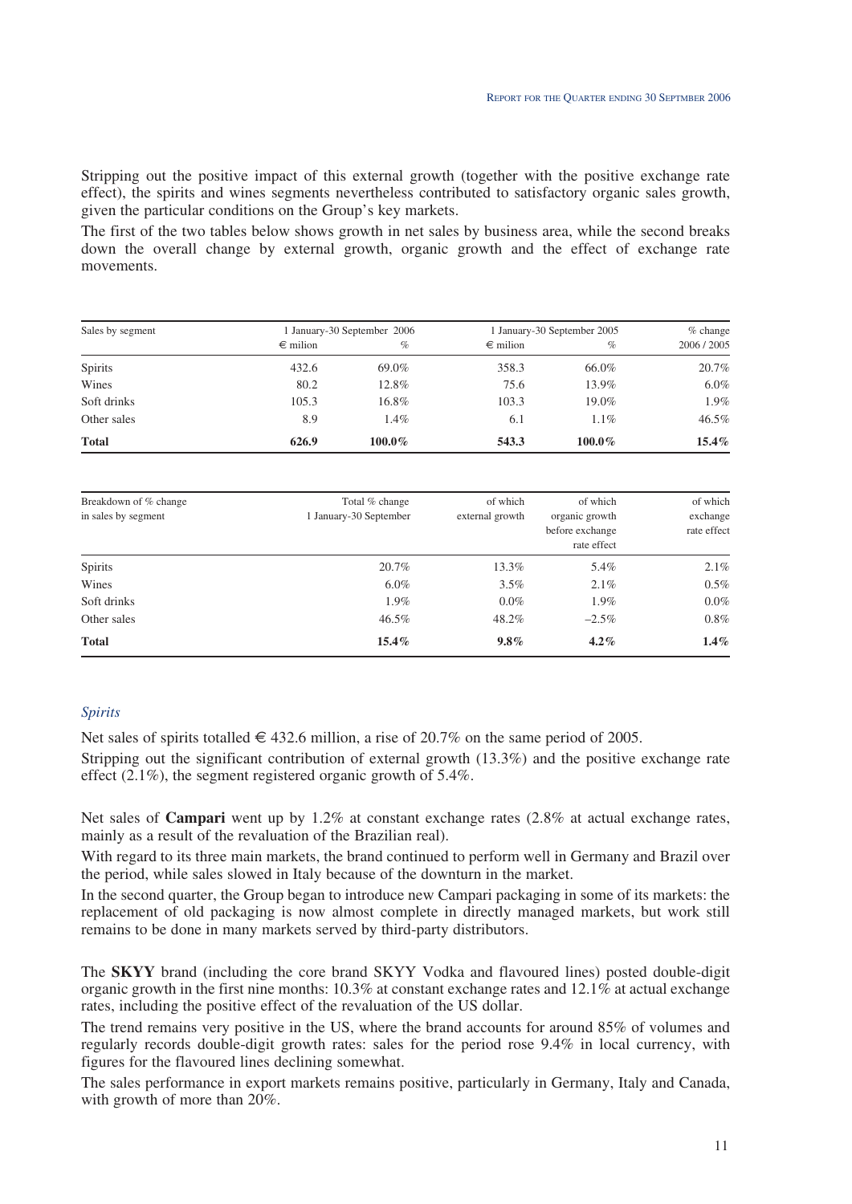Stripping out the positive impact of this external growth (together with the positive exchange rate effect), the spirits and wines segments nevertheless contributed to satisfactory organic sales growth, given the particular conditions on the Group's key markets.

The first of the two tables below shows growth in net sales by business area, while the second breaks down the overall change by external growth, organic growth and the effect of exchange rate movements.

| Sales by segment | 1 January-30 September 2006 | | 1 January-30 September 2005 | | % change |
|---|---|---|---|---|---|
| | € milion | % | € milion | % | 2006 / 2005 |
| Spirits | 432.6 | 69.0% | 358.3 | 66.0% | 20.7% |
| Wines | 80.2 | 12.8% | 75.6 | 13.9% | 6.0% |
| Soft drinks | 105.3 | 16.8% | 103.3 | 19.0% | 1.9% |
| Other sales | 8.9 | 1.4% | 6.1 | 1.1% | 46.5% |
| **Total** | **626.9** | **100.0%** | **543.3** | **100.0%** | **15.4%** |

| Breakdown of % change in sales by segment | Total % change 1 January-30 September | of which external growth | of which organic growth before exchange rate effect | of which exchange rate effect |
|---|---|---|---|---|
| Spirits | 20.7% | 13.3% | 5.4% | 2.1% |
| Wines | 6.0% | 3.5% | 2.1% | 0.5% |
| Soft drinks | 1.9% | 0.0% | 1.9% | 0.0% |
| Other sales | 46.5% | 48.2% | –2.5% | 0.8% |
| **Total** | **15.4%** | **9.8%** | **4.2%** | **1.4%** |

### *Spirits*

Net sales of spirits totalled € 432.6 million, a rise of 20.7% on the same period of 2005.

Stripping out the significant contribution of external growth (13.3%) and the positive exchange rate effect (2.1%), the segment registered organic growth of 5.4%.

Net sales of **Campari** went up by 1.2% at constant exchange rates (2.8% at actual exchange rates, mainly as a result of the revaluation of the Brazilian real).

With regard to its three main markets, the brand continued to perform well in Germany and Brazil over the period, while sales slowed in Italy because of the downturn in the market.

In the second quarter, the Group began to introduce new Campari packaging in some of its markets: the replacement of old packaging is now almost complete in directly managed markets, but work still remains to be done in many markets served by third-party distributors.

The **SKYY** brand (including the core brand SKYY Vodka and flavoured lines) posted double-digit organic growth in the first nine months: 10.3% at constant exchange rates and 12.1% at actual exchange rates, including the positive effect of the revaluation of the US dollar.

The trend remains very positive in the US, where the brand accounts for around 85% of volumes and regularly records double-digit growth rates: sales for the period rose 9.4% in local currency, with figures for the flavoured lines declining somewhat.

The sales performance in export markets remains positive, particularly in Germany, Italy and Canada, with growth of more than 20%.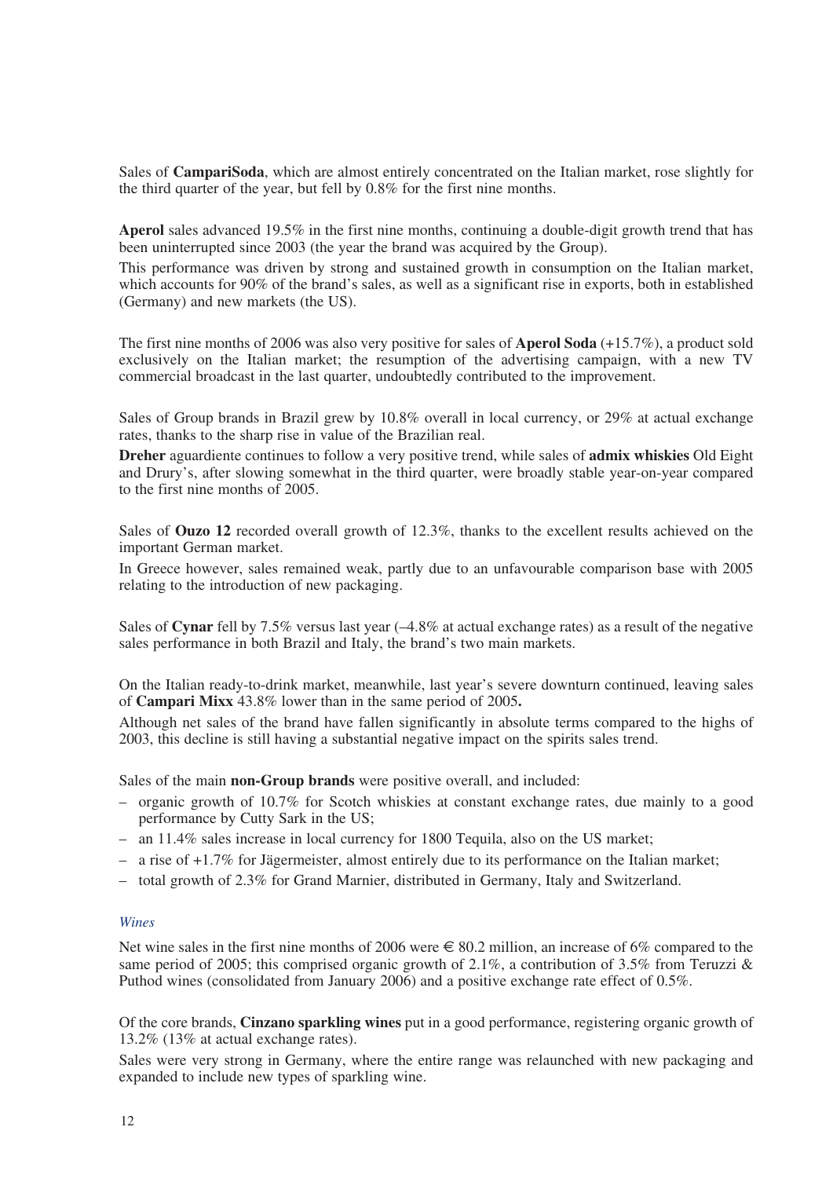Sales of **CampariSoda**, which are almost entirely concentrated on the Italian market, rose slightly for the third quarter of the year, but fell by 0.8% for the first nine months.

**Aperol** sales advanced 19.5% in the first nine months, continuing a double-digit growth trend that has been uninterrupted since 2003 (the year the brand was acquired by the Group).

This performance was driven by strong and sustained growth in consumption on the Italian market, which accounts for 90% of the brand's sales, as well as a significant rise in exports, both in established (Germany) and new markets (the US).

The first nine months of 2006 was also very positive for sales of **Aperol Soda** (+15.7%), a product sold exclusively on the Italian market; the resumption of the advertising campaign, with a new TV commercial broadcast in the last quarter, undoubtedly contributed to the improvement.

Sales of Group brands in Brazil grew by 10.8% overall in local currency, or 29% at actual exchange rates, thanks to the sharp rise in value of the Brazilian real.

**Dreher** aguardiente continues to follow a very positive trend, while sales of **admix whiskies** Old Eight and Drury's, after slowing somewhat in the third quarter, were broadly stable year-on-year compared to the first nine months of 2005.

Sales of **Ouzo 12** recorded overall growth of 12.3%, thanks to the excellent results achieved on the important German market.

In Greece however, sales remained weak, partly due to an unfavourable comparison base with 2005 relating to the introduction of new packaging.

Sales of **Cynar** fell by 7.5% versus last year (–4.8% at actual exchange rates) as a result of the negative sales performance in both Brazil and Italy, the brand's two main markets.

On the Italian ready-to-drink market, meanwhile, last year's severe downturn continued, leaving sales of **Campari Mixx** 43.8% lower than in the same period of 2005**.**

Although net sales of the brand have fallen significantly in absolute terms compared to the highs of 2003, this decline is still having a substantial negative impact on the spirits sales trend.

Sales of the main **non-Group brands** were positive overall, and included:

- organic growth of 10.7% for Scotch whiskies at constant exchange rates, due mainly to a good performance by Cutty Sark in the US;
- an 11.4% sales increase in local currency for 1800 Tequila, also on the US market;
- a rise of +1.7% for Jägermeister, almost entirely due to its performance on the Italian market;
- total growth of 2.3% for Grand Marnier, distributed in Germany, Italy and Switzerland.

*Wines*

Net wine sales in the first nine months of 2006 were € 80.2 million, an increase of 6% compared to the same period of 2005; this comprised organic growth of 2.1%, a contribution of 3.5% from Teruzzi & Puthod wines (consolidated from January 2006) and a positive exchange rate effect of 0.5%.

Of the core brands, **Cinzano sparkling wines** put in a good performance, registering organic growth of 13.2% (13% at actual exchange rates).

Sales were very strong in Germany, where the entire range was relaunched with new packaging and expanded to include new types of sparkling wine.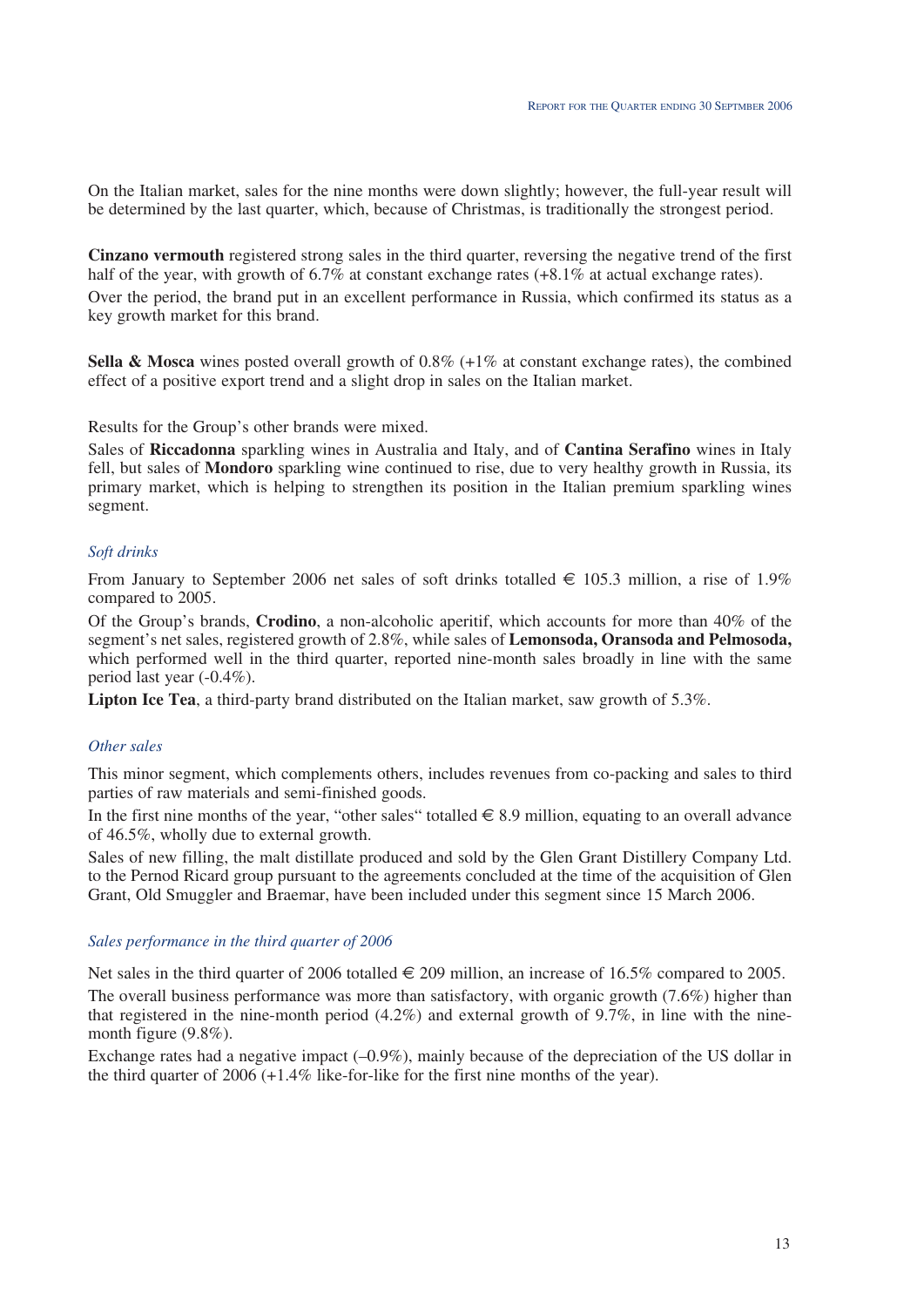On the Italian market, sales for the nine months were down slightly; however, the full-year result will be determined by the last quarter, which, because of Christmas, is traditionally the strongest period.

**Cinzano vermouth** registered strong sales in the third quarter, reversing the negative trend of the first half of the year, with growth of 6.7% at constant exchange rates (+8.1% at actual exchange rates).

Over the period, the brand put in an excellent performance in Russia, which confirmed its status as a key growth market for this brand.

**Sella & Mosca** wines posted overall growth of 0.8% (+1% at constant exchange rates), the combined effect of a positive export trend and a slight drop in sales on the Italian market.

Results for the Group's other brands were mixed.

Sales of **Riccadonna** sparkling wines in Australia and Italy, and of **Cantina Serafino** wines in Italy fell, but sales of **Mondoro** sparkling wine continued to rise, due to very healthy growth in Russia, its primary market, which is helping to strengthen its position in the Italian premium sparkling wines segment.

### *Soft drinks*

From January to September 2006 net sales of soft drinks totalled € 105.3 million, a rise of 1.9% compared to 2005.

Of the Group's brands, **Crodino**, a non-alcoholic aperitif, which accounts for more than 40% of the segment's net sales, registered growth of 2.8%, while sales of **Lemonsoda, Oransoda and Pelmosoda,** which performed well in the third quarter, reported nine-month sales broadly in line with the same period last year (-0.4%).

**Lipton Ice Tea**, a third-party brand distributed on the Italian market, saw growth of 5.3%.

### *Other sales*

This minor segment, which complements others, includes revenues from co-packing and sales to third parties of raw materials and semi-finished goods.

In the first nine months of the year, "other sales" totalled € 8.9 million, equating to an overall advance of 46.5%, wholly due to external growth.

Sales of new filling, the malt distillate produced and sold by the Glen Grant Distillery Company Ltd. to the Pernod Ricard group pursuant to the agreements concluded at the time of the acquisition of Glen Grant, Old Smuggler and Braemar, have been included under this segment since 15 March 2006.

### *Sales performance in the third quarter of 2006*

Net sales in the third quarter of 2006 totalled € 209 million, an increase of 16.5% compared to 2005.

The overall business performance was more than satisfactory, with organic growth (7.6%) higher than that registered in the nine-month period (4.2%) and external growth of 9.7%, in line with the nine-month figure (9.8%).

Exchange rates had a negative impact (–0.9%), mainly because of the depreciation of the US dollar in the third quarter of 2006 (+1.4% like-for-like for the first nine months of the year).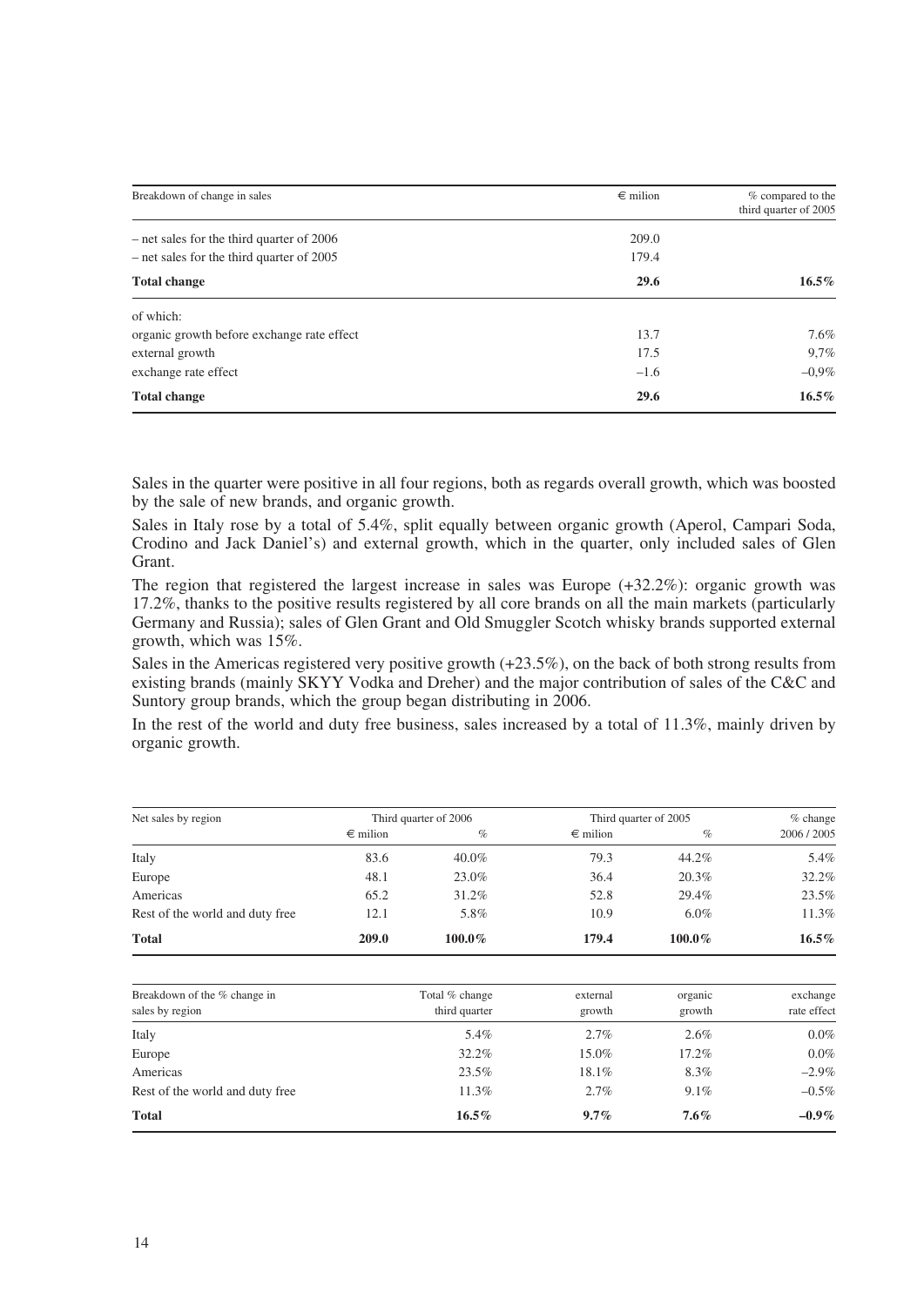| Breakdown of change in sales | € milion | % compared to the third quarter of 2005 |
|---|---|---|
| – net sales for the third quarter of 2006 | 209.0 | |
| – net sales for the third quarter of 2005 | 179.4 | |
| **Total change** | **29.6** | **16.5%** |
| of which: | | |
| organic growth before exchange rate effect | 13.7 | 7.6% |
| external growth | 17.5 | 9,7% |
| exchange rate effect | –1.6 | –0,9% |
| **Total change** | **29.6** | **16.5%** |

Sales in the quarter were positive in all four regions, both as regards overall growth, which was boosted by the sale of new brands, and organic growth.

Sales in Italy rose by a total of 5.4%, split equally between organic growth (Aperol, Campari Soda, Crodino and Jack Daniel's) and external growth, which in the quarter, only included sales of Glen Grant.

The region that registered the largest increase in sales was Europe (+32.2%): organic growth was 17.2%, thanks to the positive results registered by all core brands on all the main markets (particularly Germany and Russia); sales of Glen Grant and Old Smuggler Scotch whisky brands supported external growth, which was 15%.

Sales in the Americas registered very positive growth (+23.5%), on the back of both strong results from existing brands (mainly SKYY Vodka and Dreher) and the major contribution of sales of the C&C and Suntory group brands, which the group began distributing in 2006.

In the rest of the world and duty free business, sales increased by a total of 11.3%, mainly driven by organic growth.

| Net sales by region | Third quarter of 2006 | | Third quarter of 2005 | | % change |
|---|---|---|---|---|---|
| | € milion | % | € milion | % | 2006 / 2005 |
| Italy | 83.6 | 40.0% | 79.3 | 44.2% | 5.4% |
| Europe | 48.1 | 23.0% | 36.4 | 20.3% | 32.2% |
| Americas | 65.2 | 31.2% | 52.8 | 29.4% | 23.5% |
| Rest of the world and duty free | 12.1 | 5.8% | 10.9 | 6.0% | 11.3% |
| **Total** | **209.0** | **100.0%** | **179.4** | **100.0%** | **16.5%** |

| Breakdown of the % change in sales by region | Total % change third quarter | external growth | organic growth | exchange rate effect |
|---|---|---|---|---|
| Italy | 5.4% | 2.7% | 2.6% | 0.0% |
| Europe | 32.2% | 15.0% | 17.2% | 0.0% |
| Americas | 23.5% | 18.1% | 8.3% | –2.9% |
| Rest of the world and duty free | 11.3% | 2.7% | 9.1% | –0.5% |
| **Total** | **16.5%** | **9.7%** | **7.6%** | **–0.9%** |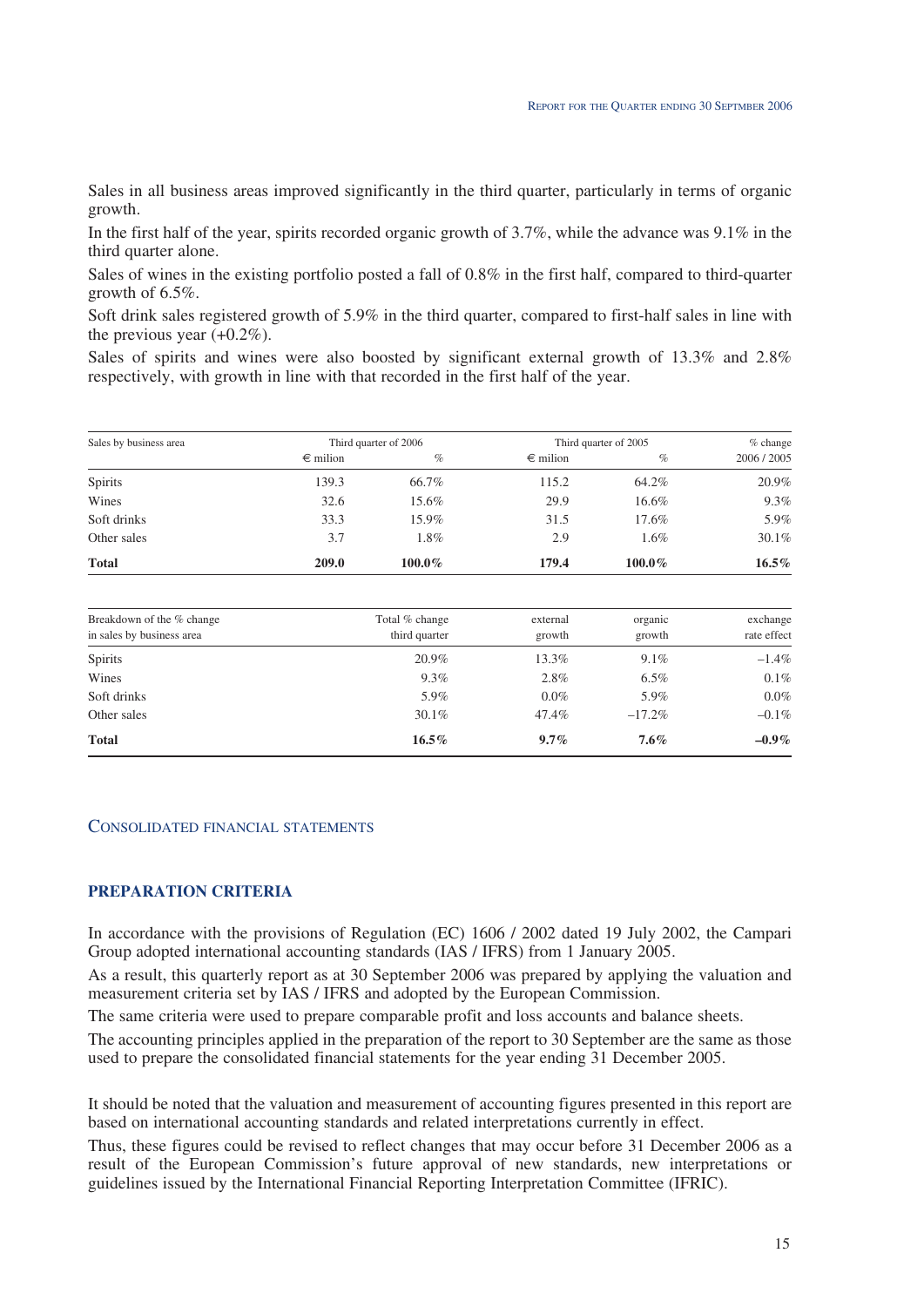Sales in all business areas improved significantly in the third quarter, particularly in terms of organic growth.

In the first half of the year, spirits recorded organic growth of 3.7%, while the advance was 9.1% in the third quarter alone.

Sales of wines in the existing portfolio posted a fall of 0.8% in the first half, compared to third-quarter growth of 6.5%.

Soft drink sales registered growth of 5.9% in the third quarter, compared to first-half sales in line with the previous year (+0.2%).

Sales of spirits and wines were also boosted by significant external growth of 13.3% and 2.8% respectively, with growth in line with that recorded in the first half of the year.

| Sales by business area | Third quarter of 2006 | | Third quarter of 2005 | | % change |
|---|---|---|---|---|---|
| | € milion | % | € milion | % | 2006 / 2005 |
| Spirits | 139.3 | 66.7% | 115.2 | 64.2% | 20.9% |
| Wines | 32.6 | 15.6% | 29.9 | 16.6% | 9.3% |
| Soft drinks | 33.3 | 15.9% | 31.5 | 17.6% | 5.9% |
| Other sales | 3.7 | 1.8% | 2.9 | 1.6% | 30.1% |
| **Total** | **209.0** | **100.0%** | **179.4** | **100.0%** | **16.5%** |

| Breakdown of the % change in sales by business area | Total % change third quarter | external growth | organic growth | exchange rate effect |
|---|---|---|---|---|
| Spirits | 20.9% | 13.3% | 9.1% | –1.4% |
| Wines | 9.3% | 2.8% | 6.5% | 0.1% |
| Soft drinks | 5.9% | 0.0% | 5.9% | 0.0% |
| Other sales | 30.1% | 47.4% | –17.2% | –0.1% |
| **Total** | **16.5%** | **9.7%** | **7.6%** | **–0.9%** |

## CONSOLIDATED FINANCIAL STATEMENTS

### PREPARATION CRITERIA

In accordance with the provisions of Regulation (EC) 1606 / 2002 dated 19 July 2002, the Campari Group adopted international accounting standards (IAS / IFRS) from 1 January 2005.

As a result, this quarterly report as at 30 September 2006 was prepared by applying the valuation and measurement criteria set by IAS / IFRS and adopted by the European Commission.

The same criteria were used to prepare comparable profit and loss accounts and balance sheets.

The accounting principles applied in the preparation of the report to 30 September are the same as those used to prepare the consolidated financial statements for the year ending 31 December 2005.

It should be noted that the valuation and measurement of accounting figures presented in this report are based on international accounting standards and related interpretations currently in effect.

Thus, these figures could be revised to reflect changes that may occur before 31 December 2006 as a result of the European Commission's future approval of new standards, new interpretations or guidelines issued by the International Financial Reporting Interpretation Committee (IFRIC).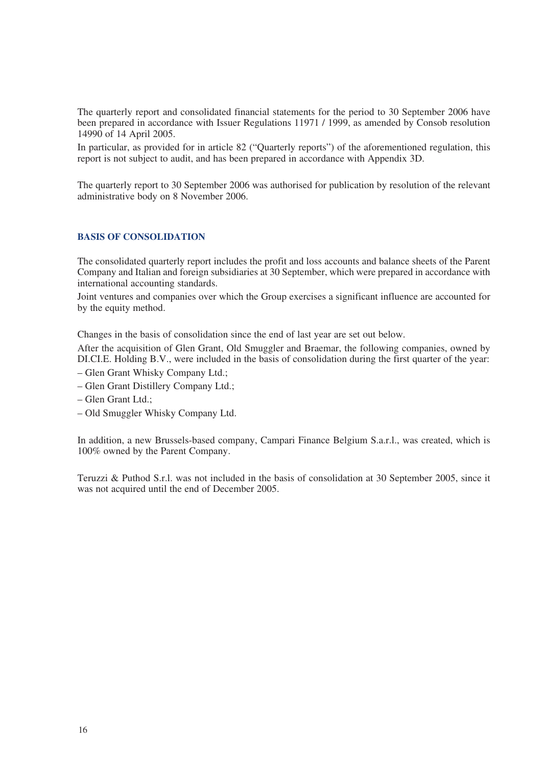The quarterly report and consolidated financial statements for the period to 30 September 2006 have been prepared in accordance with Issuer Regulations 11971 / 1999, as amended by Consob resolution 14990 of 14 April 2005.

In particular, as provided for in article 82 ("Quarterly reports") of the aforementioned regulation, this report is not subject to audit, and has been prepared in accordance with Appendix 3D.

The quarterly report to 30 September 2006 was authorised for publication by resolution of the relevant administrative body on 8 November 2006.

## BASIS OF CONSOLIDATION

The consolidated quarterly report includes the profit and loss accounts and balance sheets of the Parent Company and Italian and foreign subsidiaries at 30 September, which were prepared in accordance with international accounting standards.

Joint ventures and companies over which the Group exercises a significant influence are accounted for by the equity method.

Changes in the basis of consolidation since the end of last year are set out below.

After the acquisition of Glen Grant, Old Smuggler and Braemar, the following companies, owned by DI.CI.E. Holding B.V., were included in the basis of consolidation during the first quarter of the year:

- Glen Grant Whisky Company Ltd.;
- Glen Grant Distillery Company Ltd.;
- Glen Grant Ltd.;
- Old Smuggler Whisky Company Ltd.

In addition, a new Brussels-based company, Campari Finance Belgium S.a.r.l., was created, which is 100% owned by the Parent Company.

Teruzzi & Puthod S.r.l. was not included in the basis of consolidation at 30 September 2005, since it was not acquired until the end of December 2005.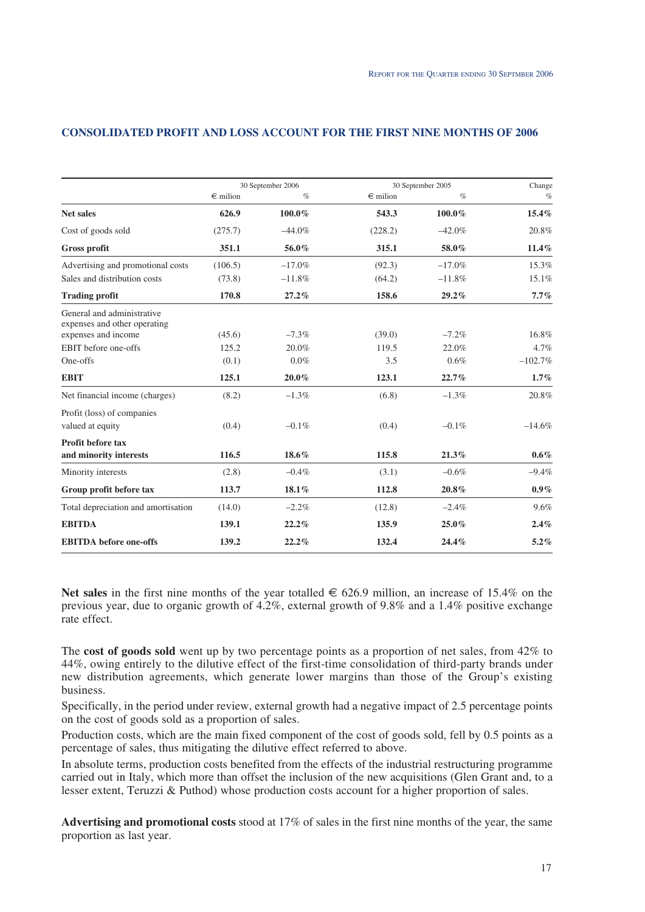## CONSOLIDATED PROFIT AND LOSS ACCOUNT FOR THE FIRST NINE MONTHS OF 2006

| | 30 September 2006 | | 30 September 2005 | | Change |
|---|---|---|---|---|---|
| | € milion | % | € milion | % | % |
| **Net sales** | **626.9** | **100.0%** | **543.3** | **100.0%** | **15.4%** |
| Cost of goods sold | (275.7) | –44.0% | (228.2) | –42.0% | 20.8% |
| **Gross profit** | **351.1** | **56.0%** | **315.1** | **58.0%** | **11.4%** |
| Advertising and promotional costs | (106.5) | –17.0% | (92.3) | –17.0% | 15.3% |
| Sales and distribution costs | (73.8) | –11.8% | (64.2) | –11.8% | 15.1% |
| **Trading profit** | **170.8** | **27.2%** | **158.6** | **29.2%** | **7.7%** |
| General and administrative expenses and other operating expenses and income | (45.6) | –7.3% | (39.0) | –7.2% | 16.8% |
| EBIT before one-offs | 125.2 | 20.0% | 119.5 | 22.0% | 4.7% |
| One-offs | (0.1) | 0.0% | 3.5 | 0.6% | –102.7% |
| **EBIT** | **125.1** | **20.0%** | **123.1** | **22.7%** | **1.7%** |
| Net financial income (charges) | (8.2) | –1.3% | (6.8) | –1.3% | 20.8% |
| Profit (loss) of companies valued at equity | (0.4) | –0.1% | (0.4) | –0.1% | –14.6% |
| **Profit before tax and minority interests** | **116.5** | **18.6%** | **115.8** | **21.3%** | **0.6%** |
| Minority interests | (2.8) | –0.4% | (3.1) | –0.6% | –9.4% |
| **Group profit before tax** | **113.7** | **18.1%** | **112.8** | **20.8%** | **0.9%** |
| Total depreciation and amortisation | (14.0) | –2.2% | (12.8) | –2.4% | 9.6% |
| **EBITDA** | **139.1** | **22.2%** | **135.9** | **25.0%** | **2.4%** |
| **EBITDA before one-offs** | **139.2** | **22.2%** | **132.4** | **24.4%** | **5.2%** |

**Net sales** in the first nine months of the year totalled € 626.9 million, an increase of 15.4% on the previous year, due to organic growth of 4.2%, external growth of 9.8% and a 1.4% positive exchange rate effect.

The **cost of goods sold** went up by two percentage points as a proportion of net sales, from 42% to 44%, owing entirely to the dilutive effect of the first-time consolidation of third-party brands under new distribution agreements, which generate lower margins than those of the Group's existing business.

Specifically, in the period under review, external growth had a negative impact of 2.5 percentage points on the cost of goods sold as a proportion of sales.

Production costs, which are the main fixed component of the cost of goods sold, fell by 0.5 points as a percentage of sales, thus mitigating the dilutive effect referred to above.

In absolute terms, production costs benefited from the effects of the industrial restructuring programme carried out in Italy, which more than offset the inclusion of the new acquisitions (Glen Grant and, to a lesser extent, Teruzzi & Puthod) whose production costs account for a higher proportion of sales.

**Advertising and promotional costs** stood at 17% of sales in the first nine months of the year, the same proportion as last year.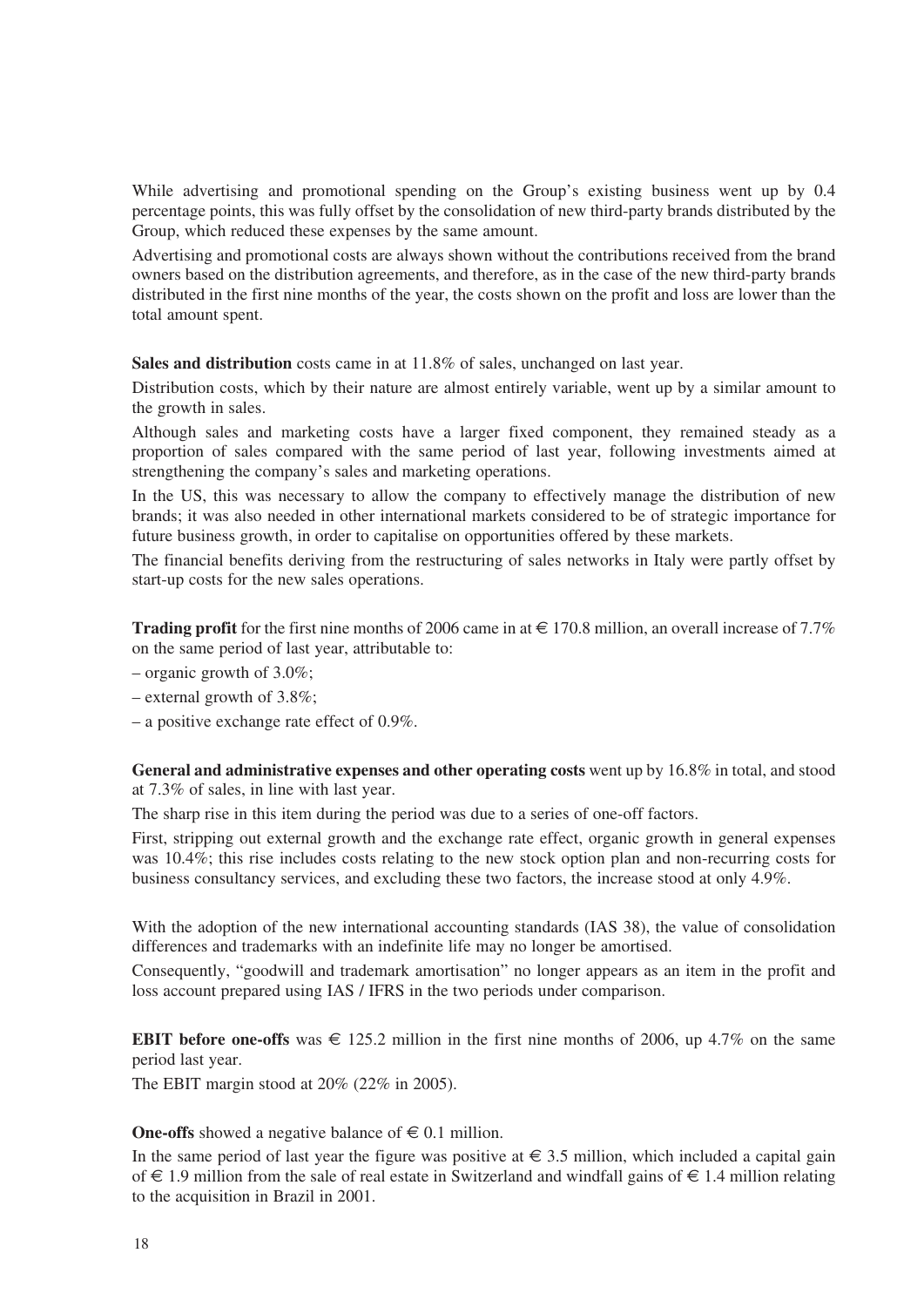While advertising and promotional spending on the Group's existing business went up by 0.4 percentage points, this was fully offset by the consolidation of new third-party brands distributed by the Group, which reduced these expenses by the same amount.

Advertising and promotional costs are always shown without the contributions received from the brand owners based on the distribution agreements, and therefore, as in the case of the new third-party brands distributed in the first nine months of the year, the costs shown on the profit and loss are lower than the total amount spent.

**Sales and distribution** costs came in at 11.8% of sales, unchanged on last year.

Distribution costs, which by their nature are almost entirely variable, went up by a similar amount to the growth in sales.

Although sales and marketing costs have a larger fixed component, they remained steady as a proportion of sales compared with the same period of last year, following investments aimed at strengthening the company's sales and marketing operations.

In the US, this was necessary to allow the company to effectively manage the distribution of new brands; it was also needed in other international markets considered to be of strategic importance for future business growth, in order to capitalise on opportunities offered by these markets.

The financial benefits deriving from the restructuring of sales networks in Italy were partly offset by start-up costs for the new sales operations.

**Trading profit** for the first nine months of 2006 came in at € 170.8 million, an overall increase of 7.7% on the same period of last year, attributable to:

– organic growth of 3.0%;

– external growth of 3.8%;

– a positive exchange rate effect of 0.9%.

**General and administrative expenses and other operating costs** went up by 16.8% in total, and stood at 7.3% of sales, in line with last year.

The sharp rise in this item during the period was due to a series of one-off factors.

First, stripping out external growth and the exchange rate effect, organic growth in general expenses was 10.4%; this rise includes costs relating to the new stock option plan and non-recurring costs for business consultancy services, and excluding these two factors, the increase stood at only 4.9%.

With the adoption of the new international accounting standards (IAS 38), the value of consolidation differences and trademarks with an indefinite life may no longer be amortised.

Consequently, "goodwill and trademark amortisation" no longer appears as an item in the profit and loss account prepared using IAS / IFRS in the two periods under comparison.

**EBIT before one-offs** was € 125.2 million in the first nine months of 2006, up 4.7% on the same period last year.

The EBIT margin stood at 20% (22% in 2005).

**One-offs** showed a negative balance of € 0.1 million.

In the same period of last year the figure was positive at € 3.5 million, which included a capital gain of € 1.9 million from the sale of real estate in Switzerland and windfall gains of € 1.4 million relating to the acquisition in Brazil in 2001.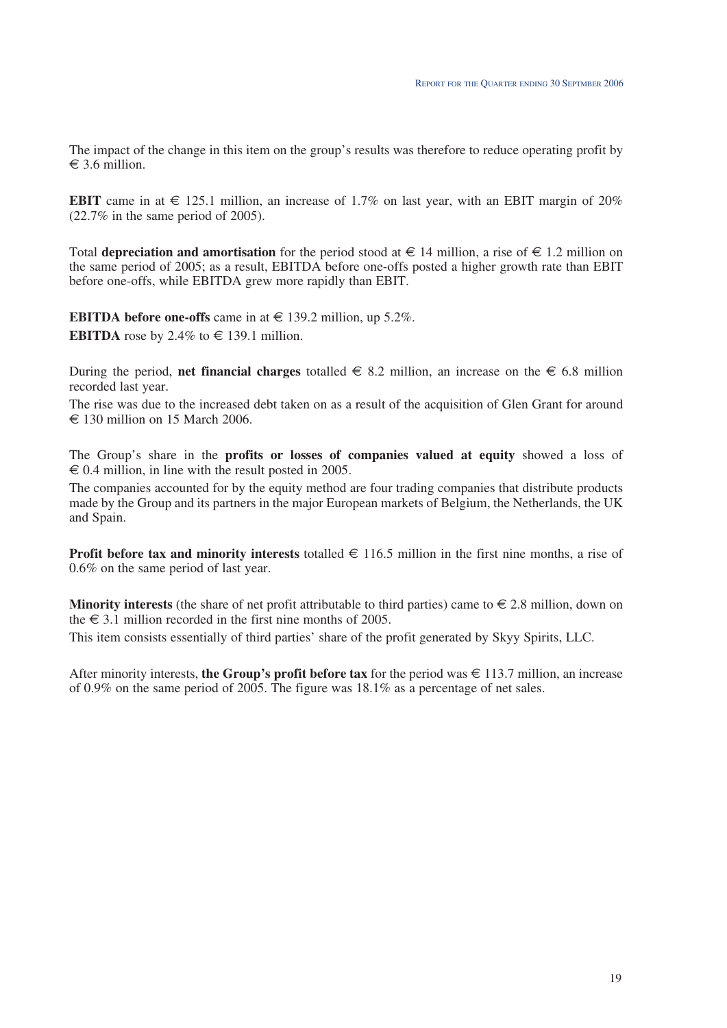The impact of the change in this item on the group's results was therefore to reduce operating profit by € 3.6 million.

**EBIT** came in at € 125.1 million, an increase of 1.7% on last year, with an EBIT margin of 20% (22.7% in the same period of 2005).

Total **depreciation and amortisation** for the period stood at € 14 million, a rise of € 1.2 million on the same period of 2005; as a result, EBITDA before one-offs posted a higher growth rate than EBIT before one-offs, while EBITDA grew more rapidly than EBIT.

**EBITDA before one-offs** came in at € 139.2 million, up 5.2%.

**EBITDA** rose by 2.4% to € 139.1 million.

During the period, **net financial charges** totalled € 8.2 million, an increase on the € 6.8 million recorded last year.

The rise was due to the increased debt taken on as a result of the acquisition of Glen Grant for around € 130 million on 15 March 2006.

The Group's share in the **profits or losses of companies valued at equity** showed a loss of € 0.4 million, in line with the result posted in 2005.

The companies accounted for by the equity method are four trading companies that distribute products made by the Group and its partners in the major European markets of Belgium, the Netherlands, the UK and Spain.

**Profit before tax and minority interests** totalled € 116.5 million in the first nine months, a rise of 0.6% on the same period of last year.

**Minority interests** (the share of net profit attributable to third parties) came to € 2.8 million, down on the € 3.1 million recorded in the first nine months of 2005.

This item consists essentially of third parties' share of the profit generated by Skyy Spirits, LLC.

After minority interests, **the Group's profit before tax** for the period was € 113.7 million, an increase of 0.9% on the same period of 2005. The figure was 18.1% as a percentage of net sales.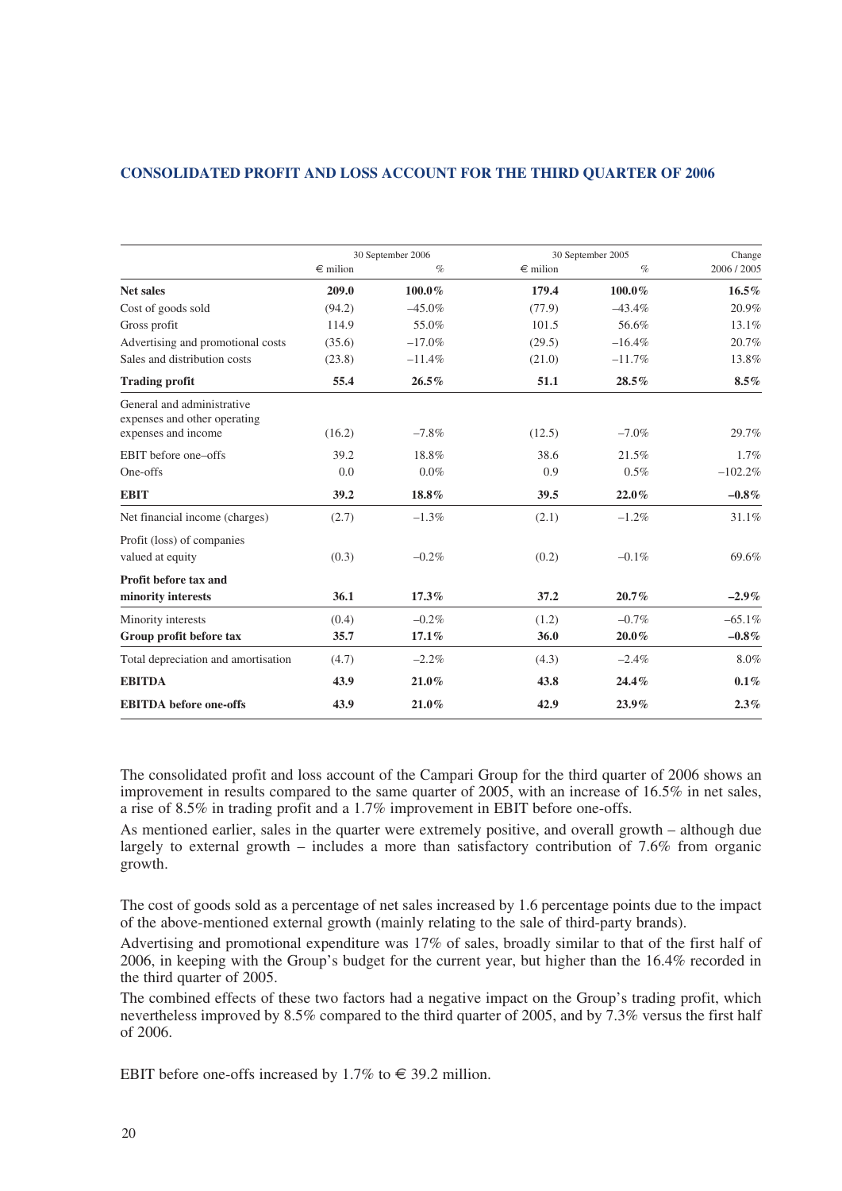## CONSOLIDATED PROFIT AND LOSS ACCOUNT FOR THE THIRD QUARTER OF 2006

| | 30 September 2006 | | 30 September 2005 | | Change |
|---|---|---|---|---|---|
| | € milion | % | € milion | % | 2006 / 2005 |
| **Net sales** | **209.0** | **100.0%** | **179.4** | **100.0%** | **16.5%** |
| Cost of goods sold | (94.2) | –45.0% | (77.9) | –43.4% | 20.9% |
| Gross profit | 114.9 | 55.0% | 101.5 | 56.6% | 13.1% |
| Advertising and promotional costs | (35.6) | –17.0% | (29.5) | –16.4% | 20.7% |
| Sales and distribution costs | (23.8) | –11.4% | (21.0) | –11.7% | 13.8% |
| **Trading profit** | **55.4** | **26.5%** | **51.1** | **28.5%** | **8.5%** |
| General and administrative expenses and other operating expenses and income | (16.2) | –7.8% | (12.5) | –7.0% | 29.7% |
| EBIT before one–offs | 39.2 | 18.8% | 38.6 | 21.5% | 1.7% |
| One-offs | 0.0 | 0.0% | 0.9 | 0.5% | –102.2% |
| **EBIT** | **39.2** | **18.8%** | **39.5** | **22.0%** | **–0.8%** |
| Net financial income (charges) | (2.7) | –1.3% | (2.1) | –1.2% | 31.1% |
| Profit (loss) of companies valued at equity | (0.3) | –0.2% | (0.2) | –0.1% | 69.6% |
| **Profit before tax and minority interests** | **36.1** | **17.3%** | **37.2** | **20.7%** | **–2.9%** |
| Minority interests | (0.4) | –0.2% | (1.2) | –0.7% | –65.1% |
| **Group profit before tax** | **35.7** | **17.1%** | **36.0** | **20.0%** | **–0.8%** |
| Total depreciation and amortisation | (4.7) | –2.2% | (4.3) | –2.4% | 8.0% |
| **EBITDA** | **43.9** | **21.0%** | **43.8** | **24.4%** | **0.1%** |
| **EBITDA before one-offs** | **43.9** | **21.0%** | **42.9** | **23.9%** | **2.3%** |

The consolidated profit and loss account of the Campari Group for the third quarter of 2006 shows an improvement in results compared to the same quarter of 2005, with an increase of 16.5% in net sales, a rise of 8.5% in trading profit and a 1.7% improvement in EBIT before one-offs.

As mentioned earlier, sales in the quarter were extremely positive, and overall growth – although due largely to external growth – includes a more than satisfactory contribution of 7.6% from organic growth.

The cost of goods sold as a percentage of net sales increased by 1.6 percentage points due to the impact of the above-mentioned external growth (mainly relating to the sale of third-party brands).

Advertising and promotional expenditure was 17% of sales, broadly similar to that of the first half of 2006, in keeping with the Group's budget for the current year, but higher than the 16.4% recorded in the third quarter of 2005.

The combined effects of these two factors had a negative impact on the Group's trading profit, which nevertheless improved by 8.5% compared to the third quarter of 2005, and by 7.3% versus the first half of 2006.

EBIT before one-offs increased by 1.7% to € 39.2 million.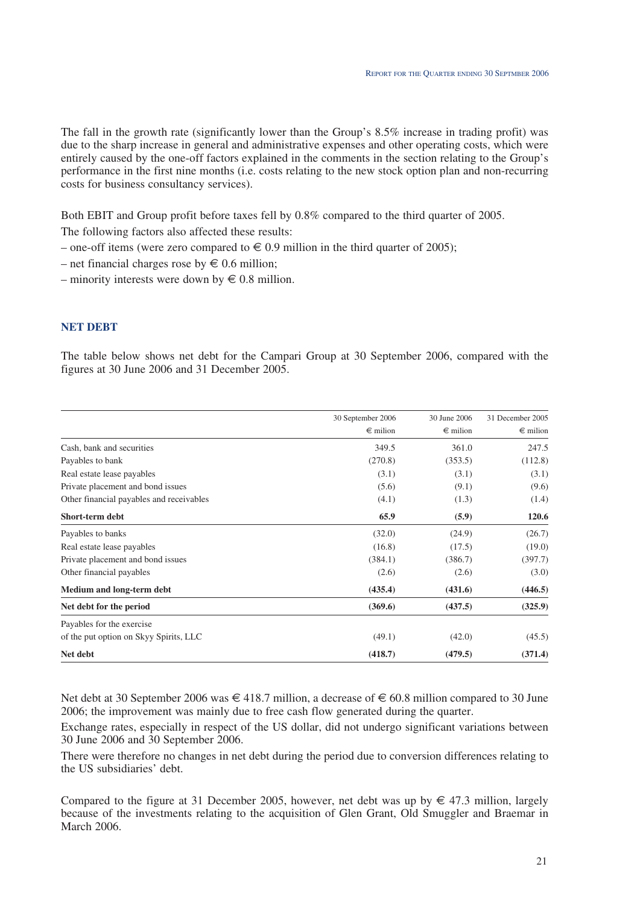The fall in the growth rate (significantly lower than the Group's 8.5% increase in trading profit) was due to the sharp increase in general and administrative expenses and other operating costs, which were entirely caused by the one-off factors explained in the comments in the section relating to the Group's performance in the first nine months (i.e. costs relating to the new stock option plan and non-recurring costs for business consultancy services).

Both EBIT and Group profit before taxes fell by 0.8% compared to the third quarter of 2005.

The following factors also affected these results:

– one-off items (were zero compared to € 0.9 million in the third quarter of 2005);

– net financial charges rose by € 0.6 million;

– minority interests were down by € 0.8 million.

## NET DEBT

The table below shows net debt for the Campari Group at 30 September 2006, compared with the figures at 30 June 2006 and 31 December 2005.

| | 30 September 2006<br>€ milion | 30 June 2006<br>€ milion | 31 December 2005<br>€ milion |
|---|---|---|---|
| Cash, bank and securities | 349.5 | 361.0 | 247.5 |
| Payables to bank | (270.8) | (353.5) | (112.8) |
| Real estate lease payables | (3.1) | (3.1) | (3.1) |
| Private placement and bond issues | (5.6) | (9.1) | (9.6) |
| Other financial payables and receivables | (4.1) | (1.3) | (1.4) |
| **Short-term debt** | **65.9** | **(5.9)** | **120.6** |
| Payables to banks | (32.0) | (24.9) | (26.7) |
| Real estate lease payables | (16.8) | (17.5) | (19.0) |
| Private placement and bond issues | (384.1) | (386.7) | (397.7) |
| Other financial payables | (2.6) | (2.6) | (3.0) |
| **Medium and long-term debt** | **(435.4)** | **(431.6)** | **(446.5)** |
| **Net debt for the period** | **(369.6)** | **(437.5)** | **(325.9)** |
| Payables for the exercise of the put option on Skyy Spirits, LLC | (49.1) | (42.0) | (45.5) |
| **Net debt** | **(418.7)** | **(479.5)** | **(371.4)** |

Net debt at 30 September 2006 was € 418.7 million, a decrease of € 60.8 million compared to 30 June 2006; the improvement was mainly due to free cash flow generated during the quarter.

Exchange rates, especially in respect of the US dollar, did not undergo significant variations between 30 June 2006 and 30 September 2006.

There were therefore no changes in net debt during the period due to conversion differences relating to the US subsidiaries' debt.

Compared to the figure at 31 December 2005, however, net debt was up by € 47.3 million, largely because of the investments relating to the acquisition of Glen Grant, Old Smuggler and Braemar in March 2006.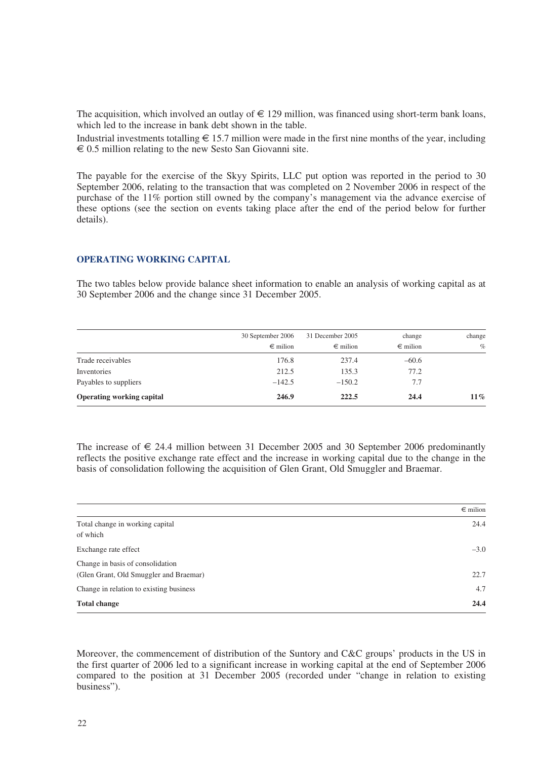The acquisition, which involved an outlay of € 129 million, was financed using short-term bank loans, which led to the increase in bank debt shown in the table.

Industrial investments totalling € 15.7 million were made in the first nine months of the year, including € 0.5 million relating to the new Sesto San Giovanni site.

The payable for the exercise of the Skyy Spirits, LLC put option was reported in the period to 30 September 2006, relating to the transaction that was completed on 2 November 2006 in respect of the purchase of the 11% portion still owned by the company's management via the advance exercise of these options (see the section on events taking place after the end of the period below for further details).

### OPERATING WORKING CAPITAL

The two tables below provide balance sheet information to enable an analysis of working capital as at 30 September 2006 and the change since 31 December 2005.

| | 30 September 2006<br>€ milion | 31 December 2005<br>€ milion | change<br>€ milion | change<br>% |
|---|---|---|---|---|
| Trade receivables | 176.8 | 237.4 | –60.6 | |
| Inventories | 212.5 | 135.3 | 77.2 | |
| Payables to suppliers | –142.5 | –150.2 | 7.7 | |
| **Operating working capital** | **246.9** | **222.5** | **24.4** | **11%** |

The increase of € 24.4 million between 31 December 2005 and 30 September 2006 predominantly reflects the positive exchange rate effect and the increase in working capital due to the change in the basis of consolidation following the acquisition of Glen Grant, Old Smuggler and Braemar.

| | € milion |
|---|---|
| Total change in working capital<br>of which | 24.4 |
| Exchange rate effect | –3.0 |
| Change in basis of consolidation<br>(Glen Grant, Old Smuggler and Braemar) | 22.7 |
| Change in relation to existing business | 4.7 |
| **Total change** | **24.4** |

Moreover, the commencement of distribution of the Suntory and C&C groups' products in the US in the first quarter of 2006 led to a significant increase in working capital at the end of September 2006 compared to the position at 31 December 2005 (recorded under "change in relation to existing business").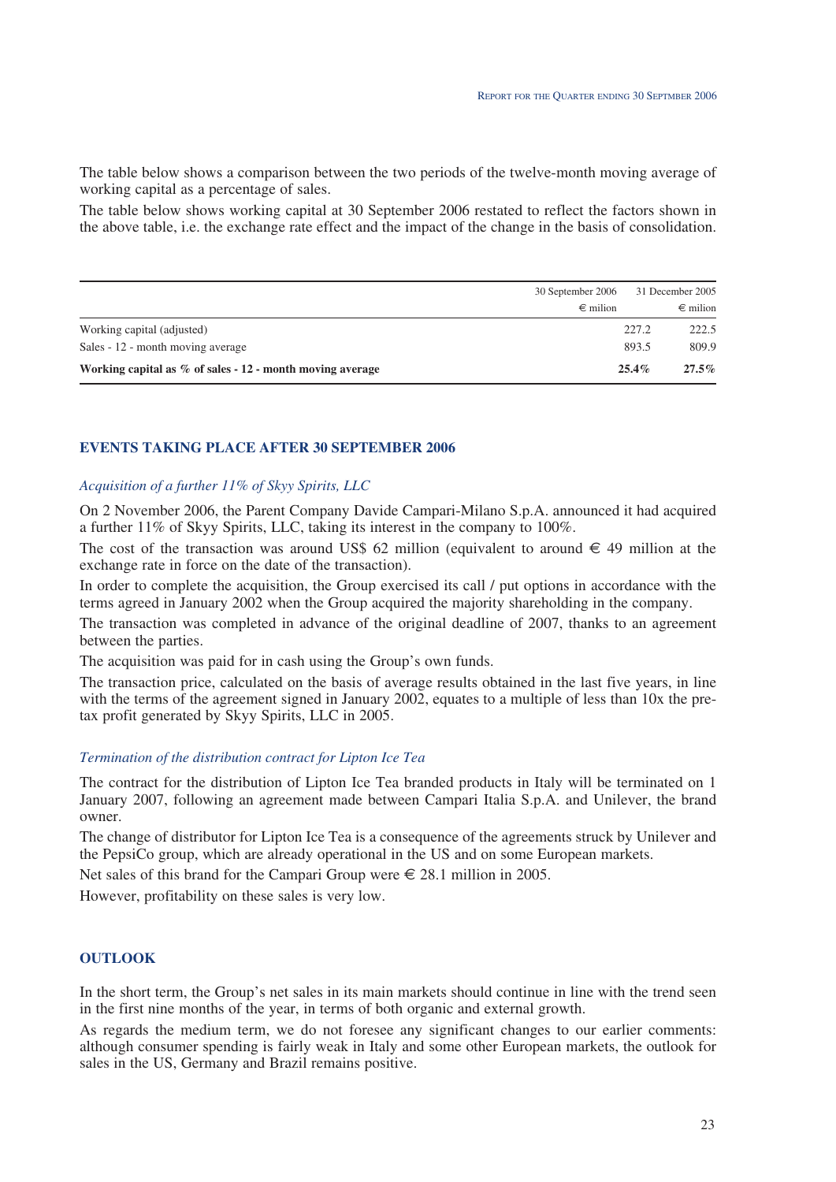The table below shows a comparison between the two periods of the twelve-month moving average of working capital as a percentage of sales.

The table below shows working capital at 30 September 2006 restated to reflect the factors shown in the above table, i.e. the exchange rate effect and the impact of the change in the basis of consolidation.

| | 30 September 2006 | 31 December 2005 |
|---|---|---|
| | € milion | € milion |
| Working capital (adjusted) | 227.2 | 222.5 |
| Sales - 12 - month moving average | 893.5 | 809.9 |
| **Working capital as % of sales - 12 - month moving average** | **25.4%** | **27.5%** |

## EVENTS TAKING PLACE AFTER 30 SEPTEMBER 2006

*Acquisition of a further 11% of Skyy Spirits, LLC*

On 2 November 2006, the Parent Company Davide Campari-Milano S.p.A. announced it had acquired a further 11% of Skyy Spirits, LLC, taking its interest in the company to 100%.

The cost of the transaction was around US$ 62 million (equivalent to around € 49 million at the exchange rate in force on the date of the transaction).

In order to complete the acquisition, the Group exercised its call / put options in accordance with the terms agreed in January 2002 when the Group acquired the majority shareholding in the company.

The transaction was completed in advance of the original deadline of 2007, thanks to an agreement between the parties.

The acquisition was paid for in cash using the Group's own funds.

The transaction price, calculated on the basis of average results obtained in the last five years, in line with the terms of the agreement signed in January 2002, equates to a multiple of less than 10x the pre-tax profit generated by Skyy Spirits, LLC in 2005.

*Termination of the distribution contract for Lipton Ice Tea*

The contract for the distribution of Lipton Ice Tea branded products in Italy will be terminated on 1 January 2007, following an agreement made between Campari Italia S.p.A. and Unilever, the brand owner.

The change of distributor for Lipton Ice Tea is a consequence of the agreements struck by Unilever and the PepsiCo group, which are already operational in the US and on some European markets.

Net sales of this brand for the Campari Group were € 28.1 million in 2005.

However, profitability on these sales is very low.

## OUTLOOK

In the short term, the Group's net sales in its main markets should continue in line with the trend seen in the first nine months of the year, in terms of both organic and external growth.

As regards the medium term, we do not foresee any significant changes to our earlier comments: although consumer spending is fairly weak in Italy and some other European markets, the outlook for sales in the US, Germany and Brazil remains positive.